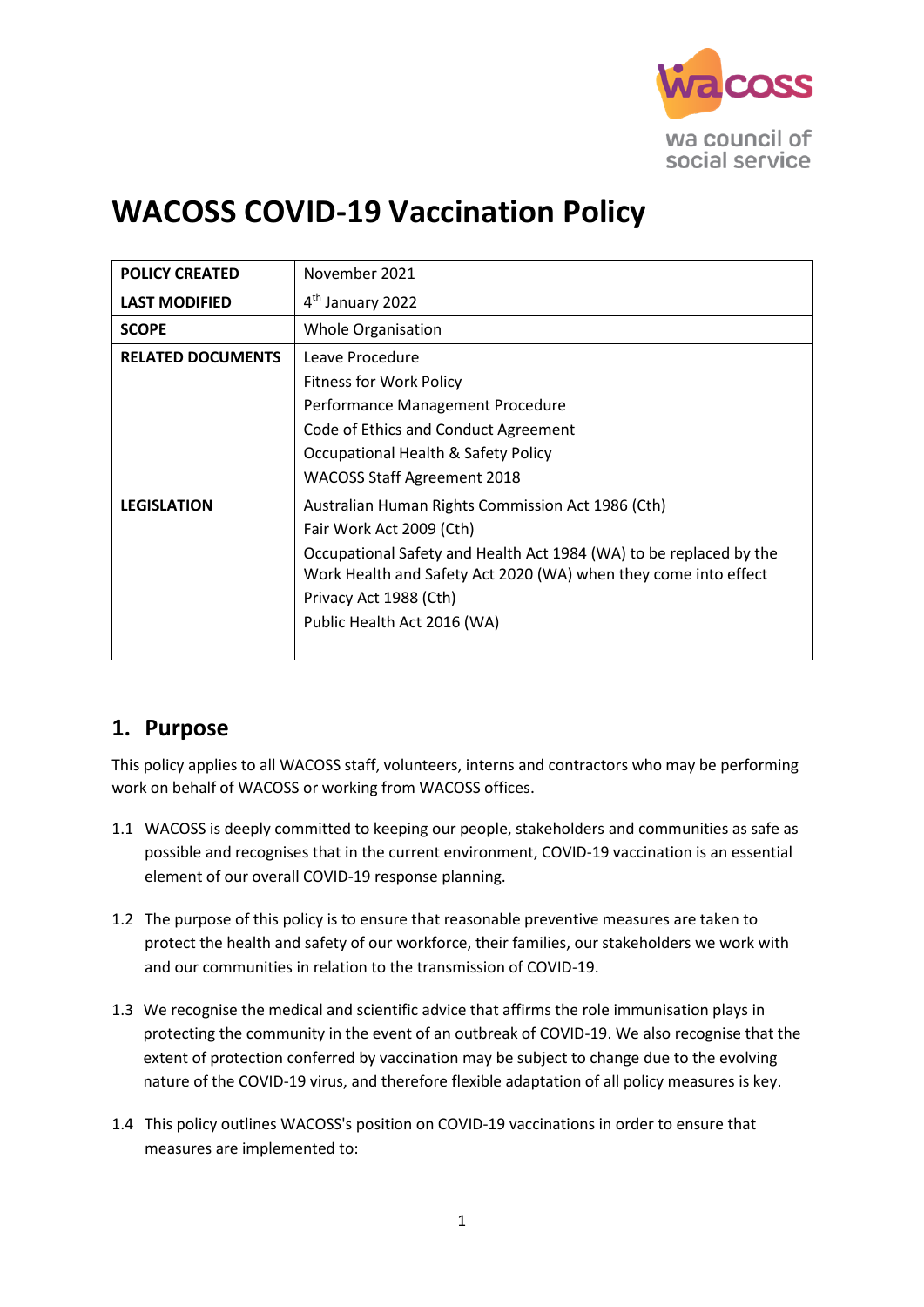# WACOSS COVID-19 Vaccination Policy

| | |
|---|---|
| **POLICY CREATED** | November 2021 |
| **LAST MODIFIED** | 4th January 2022 |
| **SCOPE** | Whole Organisation |
| **RELATED DOCUMENTS** | Leave Procedure<br>Fitness for Work Policy<br>Performance Management Procedure<br>Code of Ethics and Conduct Agreement<br>Occupational Health & Safety Policy<br>WACOSS Staff Agreement 2018 |
| **LEGISLATION** | Australian Human Rights Commission Act 1986 (Cth)<br>Fair Work Act 2009 (Cth)<br>Occupational Safety and Health Act 1984 (WA) to be replaced by the Work Health and Safety Act 2020 (WA) when they come into effect<br>Privacy Act 1988 (Cth)<br>Public Health Act 2016 (WA) |

## 1. Purpose

This policy applies to all WACOSS staff, volunteers, interns and contractors who may be performing work on behalf of WACOSS or working from WACOSS offices.

1.1 WACOSS is deeply committed to keeping our people, stakeholders and communities as safe as possible and recognises that in the current environment, COVID-19 vaccination is an essential element of our overall COVID-19 response planning.

1.2 The purpose of this policy is to ensure that reasonable preventive measures are taken to protect the health and safety of our workforce, their families, our stakeholders we work with and our communities in relation to the transmission of COVID-19.

1.3 We recognise the medical and scientific advice that affirms the role immunisation plays in protecting the community in the event of an outbreak of COVID-19. We also recognise that the extent of protection conferred by vaccination may be subject to change due to the evolving nature of the COVID-19 virus, and therefore flexible adaptation of all policy measures is key.

1.4 This policy outlines WACOSS's position on COVID-19 vaccinations in order to ensure that measures are implemented to: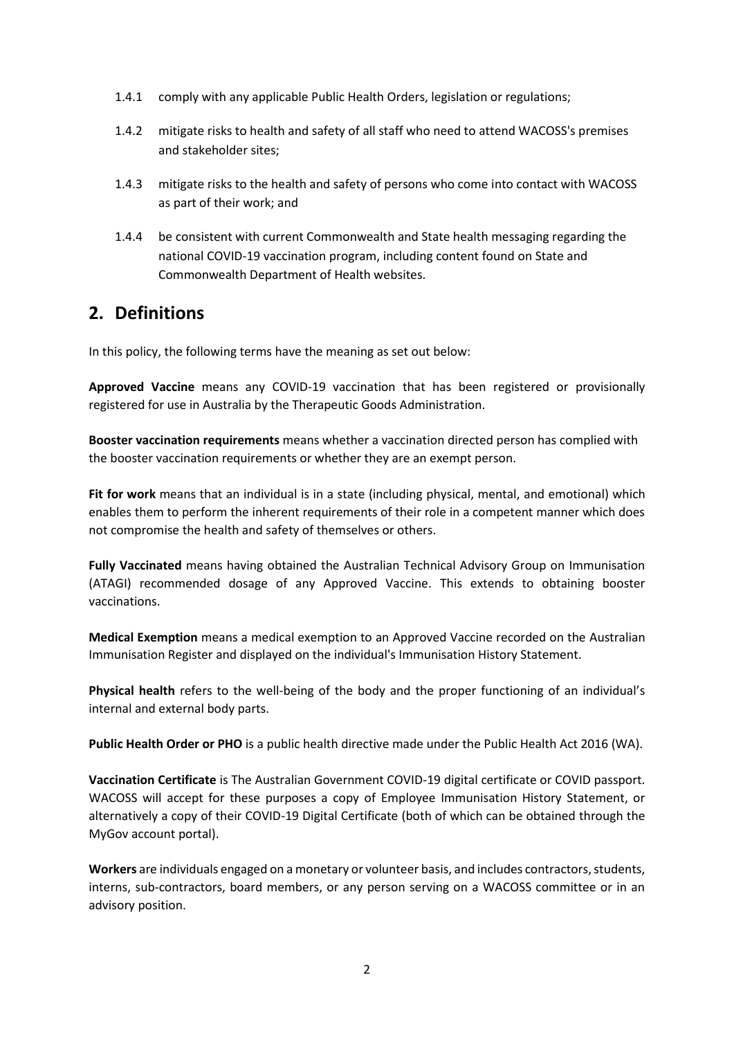1.4.1 comply with any applicable Public Health Orders, legislation or regulations;

1.4.2 mitigate risks to health and safety of all staff who need to attend WACOSS's premises and stakeholder sites;

1.4.3 mitigate risks to the health and safety of persons who come into contact with WACOSS as part of their work; and

1.4.4 be consistent with current Commonwealth and State health messaging regarding the national COVID-19 vaccination program, including content found on State and Commonwealth Department of Health websites.

## 2. Definitions

In this policy, the following terms have the meaning as set out below:

**Approved Vaccine** means any COVID-19 vaccination that has been registered or provisionally registered for use in Australia by the Therapeutic Goods Administration.

**Booster vaccination requirements** means whether a vaccination directed person has complied with the booster vaccination requirements or whether they are an exempt person.

**Fit for work** means that an individual is in a state (including physical, mental, and emotional) which enables them to perform the inherent requirements of their role in a competent manner which does not compromise the health and safety of themselves or others.

**Fully Vaccinated** means having obtained the Australian Technical Advisory Group on Immunisation (ATAGI) recommended dosage of any Approved Vaccine. This extends to obtaining booster vaccinations.

**Medical Exemption** means a medical exemption to an Approved Vaccine recorded on the Australian Immunisation Register and displayed on the individual's Immunisation History Statement.

**Physical health** refers to the well-being of the body and the proper functioning of an individual's internal and external body parts.

**Public Health Order or PHO** is a public health directive made under the Public Health Act 2016 (WA).

**Vaccination Certificate** is The Australian Government COVID-19 digital certificate or COVID passport. WACOSS will accept for these purposes a copy of Employee Immunisation History Statement, or alternatively a copy of their COVID-19 Digital Certificate (both of which can be obtained through the MyGov account portal).

**Workers** are individuals engaged on a monetary or volunteer basis, and includes contractors, students, interns, sub-contractors, board members, or any person serving on a WACOSS committee or in an advisory position.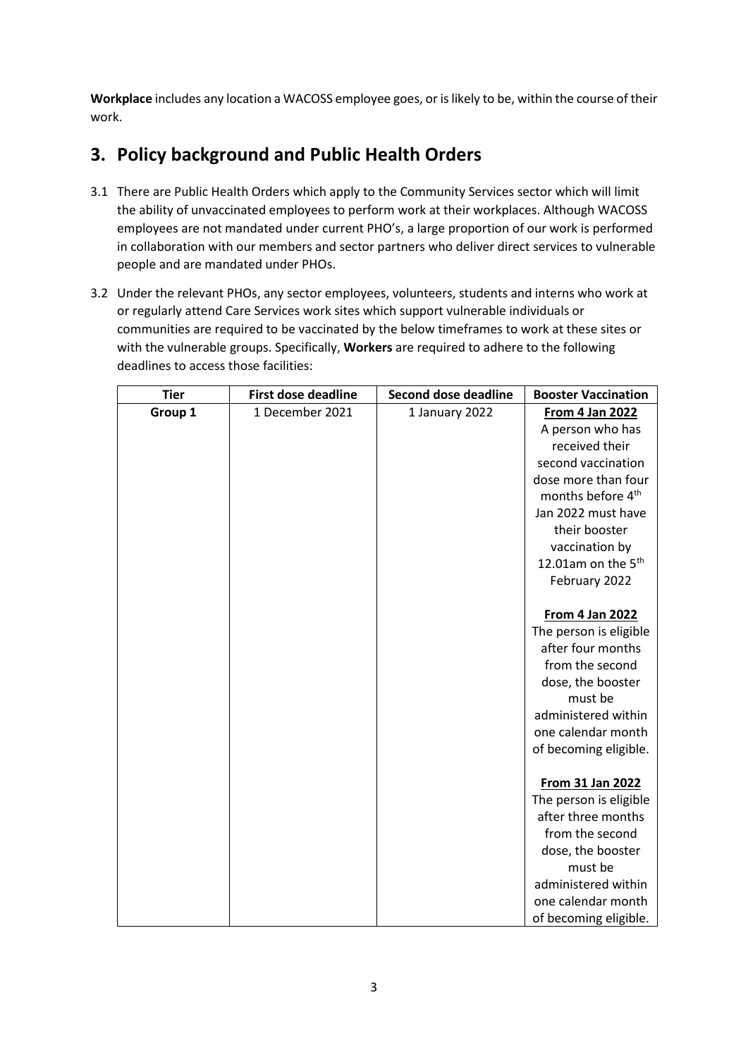**Workplace** includes any location a WACOSS employee goes, or is likely to be, within the course of their work.

## 3. Policy background and Public Health Orders

3.1 There are Public Health Orders which apply to the Community Services sector which will limit the ability of unvaccinated employees to perform work at their workplaces. Although WACOSS employees are not mandated under current PHO's, a large proportion of our work is performed in collaboration with our members and sector partners who deliver direct services to vulnerable people and are mandated under PHOs.

3.2 Under the relevant PHOs, any sector employees, volunteers, students and interns who work at or regularly attend Care Services work sites which support vulnerable individuals or communities are required to be vaccinated by the below timeframes to work at these sites or with the vulnerable groups. Specifically, **Workers** are required to adhere to the following deadlines to access those facilities:

| Tier | First dose deadline | Second dose deadline | Booster Vaccination |
|---|---|---|---|
| **Group 1** | 1 December 2021 | 1 January 2022 | **From 4 Jan 2022** A person who has received their second vaccination dose more than four months before 4th Jan 2022 must have their booster vaccination by 12.01am on the 5th February 2022<br><br>**From 4 Jan 2022** The person is eligible after four months from the second dose, the booster must be administered within one calendar month of becoming eligible.<br><br>**From 31 Jan 2022** The person is eligible after three months from the second dose, the booster must be administered within one calendar month of becoming eligible. |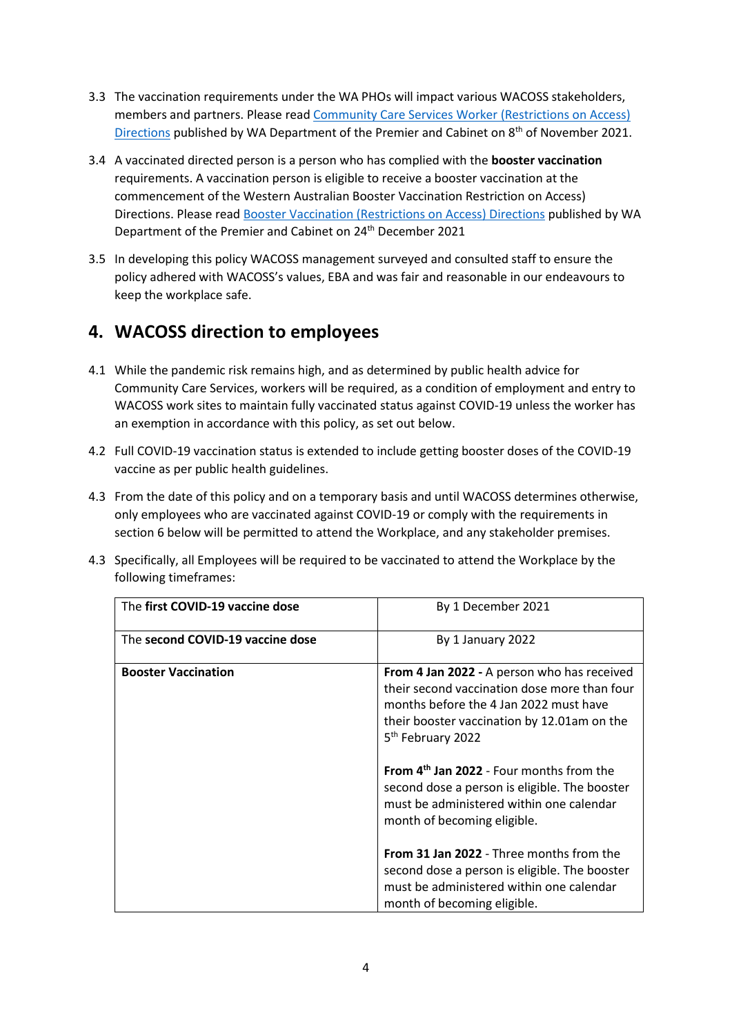3.3 The vaccination requirements under the WA PHOs will impact various WACOSS stakeholders, members and partners. Please read Community Care Services Worker (Restrictions on Access) Directions published by WA Department of the Premier and Cabinet on 8th of November 2021.

3.4 A vaccinated directed person is a person who has complied with the **booster vaccination** requirements. A vaccination person is eligible to receive a booster vaccination at the commencement of the Western Australian Booster Vaccination Restriction on Access) Directions. Please read Booster Vaccination (Restrictions on Access) Directions published by WA Department of the Premier and Cabinet on 24th December 2021

3.5 In developing this policy WACOSS management surveyed and consulted staff to ensure the policy adhered with WACOSS's values, EBA and was fair and reasonable in our endeavours to keep the workplace safe.

## 4. WACOSS direction to employees

4.1 While the pandemic risk remains high, and as determined by public health advice for Community Care Services, workers will be required, as a condition of employment and entry to WACOSS work sites to maintain fully vaccinated status against COVID-19 unless the worker has an exemption in accordance with this policy, as set out below.

4.2 Full COVID-19 vaccination status is extended to include getting booster doses of the COVID-19 vaccine as per public health guidelines.

4.3 From the date of this policy and on a temporary basis and until WACOSS determines otherwise, only employees who are vaccinated against COVID-19 or comply with the requirements in section 6 below will be permitted to attend the Workplace, and any stakeholder premises.

4.3 Specifically, all Employees will be required to be vaccinated to attend the Workplace by the following timeframes:

| | |
|---|---|
| The **first COVID-19 vaccine dose** | By 1 December 2021 |
| The **second COVID-19 vaccine dose** | By 1 January 2022 |
| **Booster Vaccination** | **From 4 Jan 2022 -** A person who has received their second vaccination dose more than four months before the 4 Jan 2022 must have their booster vaccination by 12.01am on the 5th February 2022<br><br>**From 4th Jan 2022** - Four months from the second dose a person is eligible. The booster must be administered within one calendar month of becoming eligible.<br><br>**From 31 Jan 2022** - Three months from the second dose a person is eligible. The booster must be administered within one calendar month of becoming eligible. |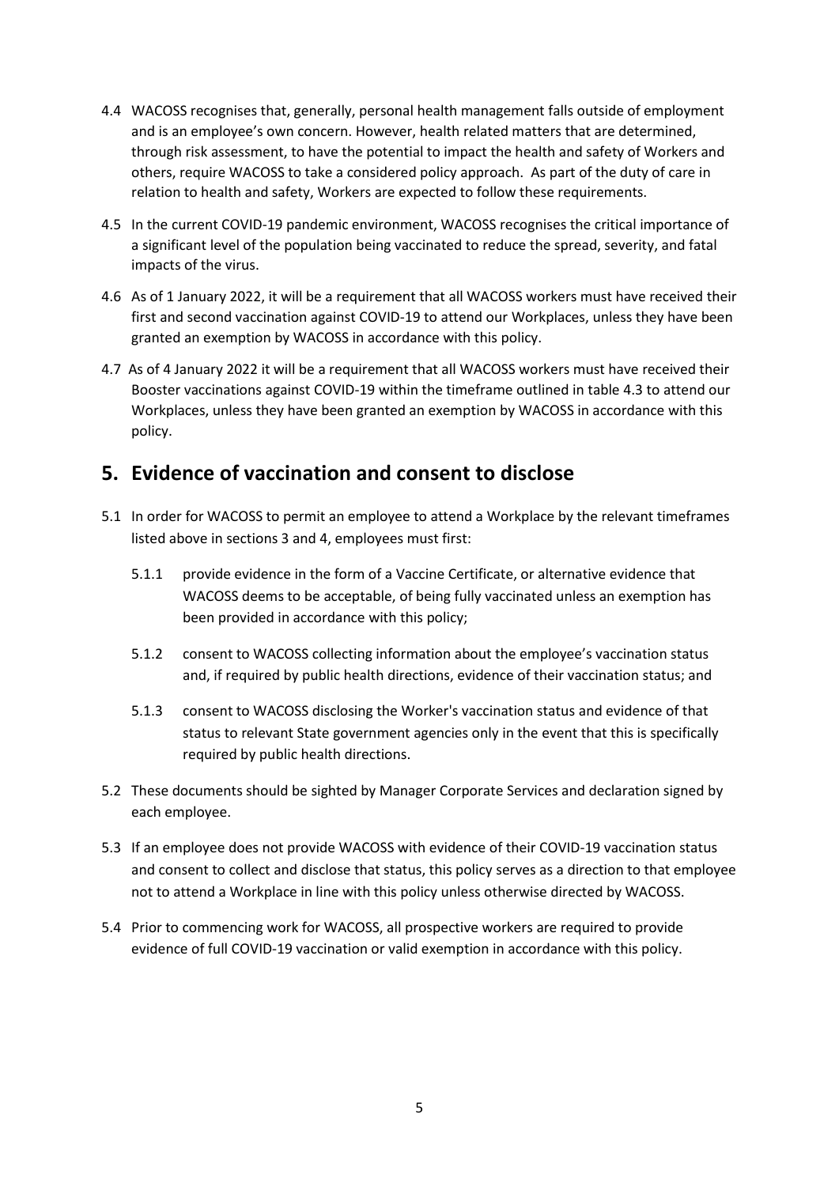4.4 WACOSS recognises that, generally, personal health management falls outside of employment and is an employee's own concern. However, health related matters that are determined, through risk assessment, to have the potential to impact the health and safety of Workers and others, require WACOSS to take a considered policy approach. As part of the duty of care in relation to health and safety, Workers are expected to follow these requirements.

4.5 In the current COVID-19 pandemic environment, WACOSS recognises the critical importance of a significant level of the population being vaccinated to reduce the spread, severity, and fatal impacts of the virus.

4.6 As of 1 January 2022, it will be a requirement that all WACOSS workers must have received their first and second vaccination against COVID-19 to attend our Workplaces, unless they have been granted an exemption by WACOSS in accordance with this policy.

4.7 As of 4 January 2022 it will be a requirement that all WACOSS workers must have received their Booster vaccinations against COVID-19 within the timeframe outlined in table 4.3 to attend our Workplaces, unless they have been granted an exemption by WACOSS in accordance with this policy.

## 5. Evidence of vaccination and consent to disclose

5.1 In order for WACOSS to permit an employee to attend a Workplace by the relevant timeframes listed above in sections 3 and 4, employees must first:

5.1.1 provide evidence in the form of a Vaccine Certificate, or alternative evidence that WACOSS deems to be acceptable, of being fully vaccinated unless an exemption has been provided in accordance with this policy;

5.1.2 consent to WACOSS collecting information about the employee's vaccination status and, if required by public health directions, evidence of their vaccination status; and

5.1.3 consent to WACOSS disclosing the Worker's vaccination status and evidence of that status to relevant State government agencies only in the event that this is specifically required by public health directions.

5.2 These documents should be sighted by Manager Corporate Services and declaration signed by each employee.

5.3 If an employee does not provide WACOSS with evidence of their COVID-19 vaccination status and consent to collect and disclose that status, this policy serves as a direction to that employee not to attend a Workplace in line with this policy unless otherwise directed by WACOSS.

5.4 Prior to commencing work for WACOSS, all prospective workers are required to provide evidence of full COVID-19 vaccination or valid exemption in accordance with this policy.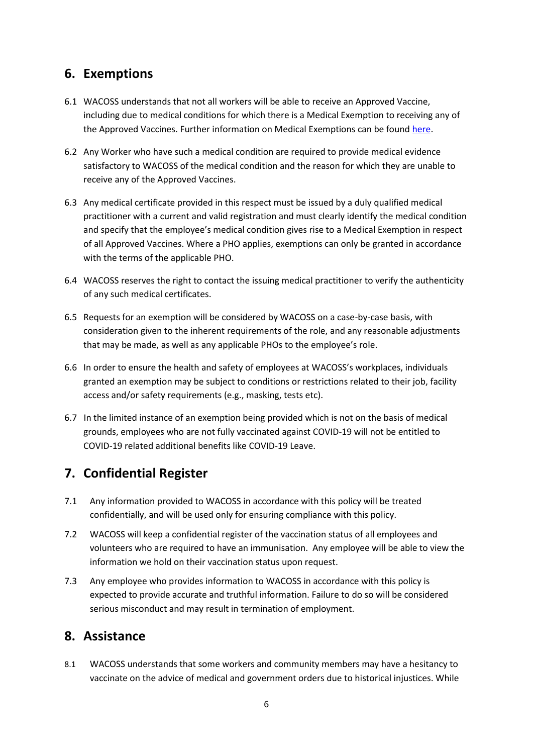## 6. Exemptions

6.1 WACOSS understands that not all workers will be able to receive an Approved Vaccine, including due to medical conditions for which there is a Medical Exemption to receiving any of the Approved Vaccines. Further information on Medical Exemptions can be found here.

6.2 Any Worker who have such a medical condition are required to provide medical evidence satisfactory to WACOSS of the medical condition and the reason for which they are unable to receive any of the Approved Vaccines.

6.3 Any medical certificate provided in this respect must be issued by a duly qualified medical practitioner with a current and valid registration and must clearly identify the medical condition and specify that the employee's medical condition gives rise to a Medical Exemption in respect of all Approved Vaccines. Where a PHO applies, exemptions can only be granted in accordance with the terms of the applicable PHO.

6.4 WACOSS reserves the right to contact the issuing medical practitioner to verify the authenticity of any such medical certificates.

6.5 Requests for an exemption will be considered by WACOSS on a case-by-case basis, with consideration given to the inherent requirements of the role, and any reasonable adjustments that may be made, as well as any applicable PHOs to the employee's role.

6.6 In order to ensure the health and safety of employees at WACOSS's workplaces, individuals granted an exemption may be subject to conditions or restrictions related to their job, facility access and/or safety requirements (e.g., masking, tests etc).

6.7 In the limited instance of an exemption being provided which is not on the basis of medical grounds, employees who are not fully vaccinated against COVID-19 will not be entitled to COVID-19 related additional benefits like COVID-19 Leave.

## 7. Confidential Register

7.1 Any information provided to WACOSS in accordance with this policy will be treated confidentially, and will be used only for ensuring compliance with this policy.

7.2 WACOSS will keep a confidential register of the vaccination status of all employees and volunteers who are required to have an immunisation. Any employee will be able to view the information we hold on their vaccination status upon request.

7.3 Any employee who provides information to WACOSS in accordance with this policy is expected to provide accurate and truthful information. Failure to do so will be considered serious misconduct and may result in termination of employment.

## 8. Assistance

8.1 WACOSS understands that some workers and community members may have a hesitancy to vaccinate on the advice of medical and government orders due to historical injustices. While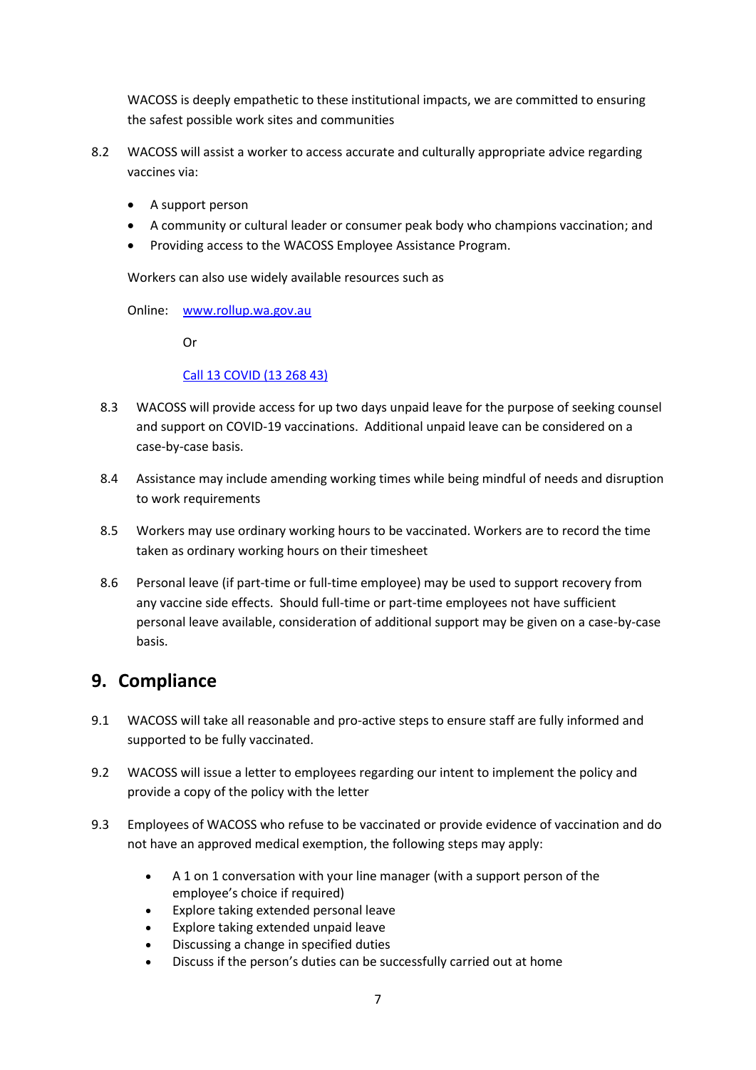WACOSS is deeply empathetic to these institutional impacts, we are committed to ensuring the safest possible work sites and communities

8.2 WACOSS will assist a worker to access accurate and culturally appropriate advice regarding vaccines via:

- A support person
- A community or cultural leader or consumer peak body who champions vaccination; and
- Providing access to the WACOSS Employee Assistance Program.

Workers can also use widely available resources such as

Online: [www.rollup.wa.gov.au](www.rollup.wa.gov.au)

Or

Call 13 COVID (13 268 43)

8.3 WACOSS will provide access for up two days unpaid leave for the purpose of seeking counsel and support on COVID-19 vaccinations. Additional unpaid leave can be considered on a case-by-case basis.

8.4 Assistance may include amending working times while being mindful of needs and disruption to work requirements

8.5 Workers may use ordinary working hours to be vaccinated. Workers are to record the time taken as ordinary working hours on their timesheet

8.6 Personal leave (if part-time or full-time employee) may be used to support recovery from any vaccine side effects. Should full-time or part-time employees not have sufficient personal leave available, consideration of additional support may be given on a case-by-case basis.

## 9. Compliance

9.1 WACOSS will take all reasonable and pro-active steps to ensure staff are fully informed and supported to be fully vaccinated.

9.2 WACOSS will issue a letter to employees regarding our intent to implement the policy and provide a copy of the policy with the letter

9.3 Employees of WACOSS who refuse to be vaccinated or provide evidence of vaccination and do not have an approved medical exemption, the following steps may apply:

- A 1 on 1 conversation with your line manager (with a support person of the employee's choice if required)
- Explore taking extended personal leave
- Explore taking extended unpaid leave
- Discussing a change in specified duties
- Discuss if the person's duties can be successfully carried out at home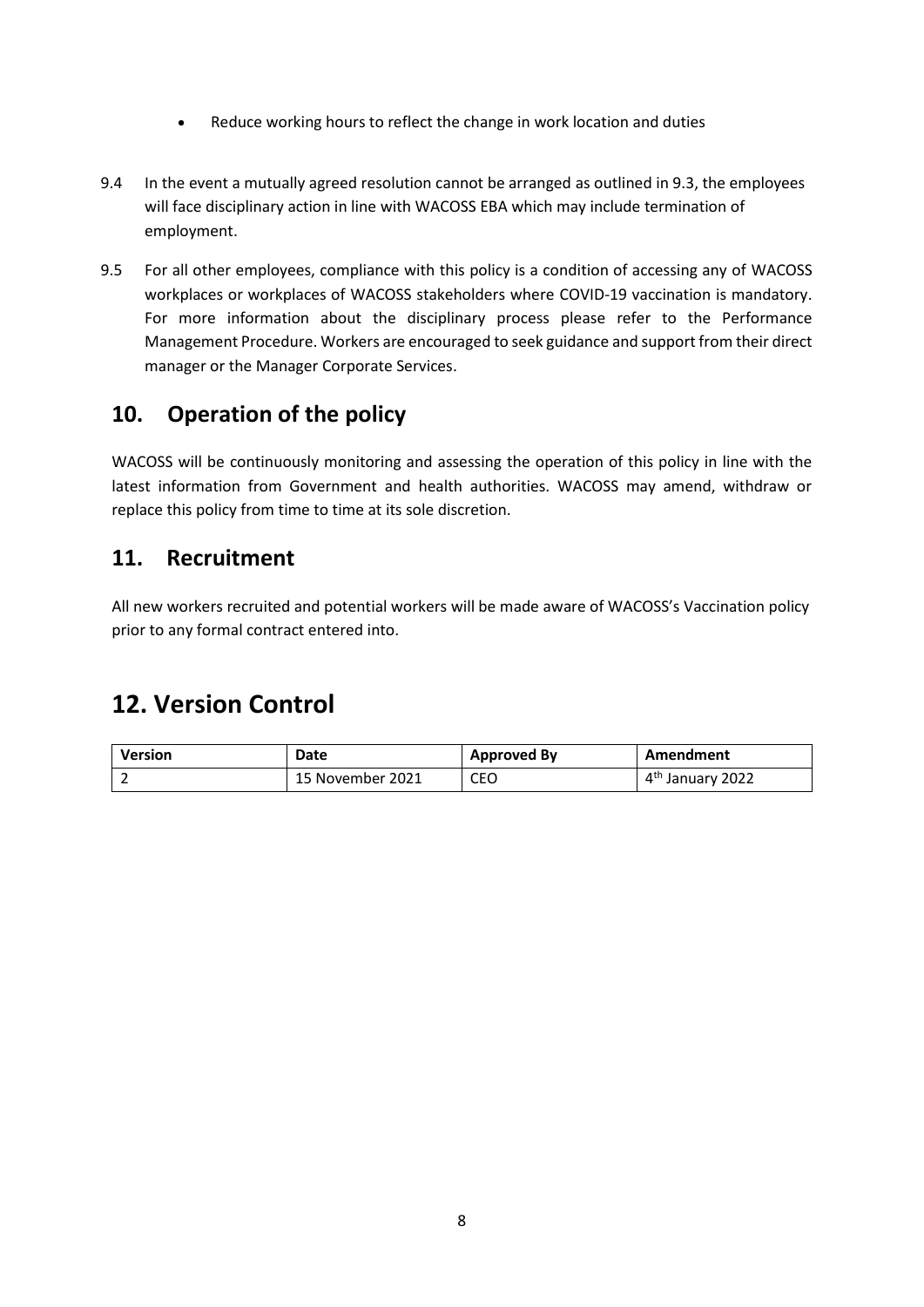- Reduce working hours to reflect the change in work location and duties

9.4 In the event a mutually agreed resolution cannot be arranged as outlined in 9.3, the employees will face disciplinary action in line with WACOSS EBA which may include termination of employment.

9.5 For all other employees, compliance with this policy is a condition of accessing any of WACOSS workplaces or workplaces of WACOSS stakeholders where COVID-19 vaccination is mandatory. For more information about the disciplinary process please refer to the Performance Management Procedure. Workers are encouraged to seek guidance and support from their direct manager or the Manager Corporate Services.

## 10. Operation of the policy

WACOSS will be continuously monitoring and assessing the operation of this policy in line with the latest information from Government and health authorities. WACOSS may amend, withdraw or replace this policy from time to time at its sole discretion.

## 11. Recruitment

All new workers recruited and potential workers will be made aware of WACOSS's Vaccination policy prior to any formal contract entered into.

# 12. Version Control

| Version | Date | Approved By | Amendment |
|---|---|---|---|
| 2 | 15 November 2021 | CEO | 4th January 2022 |